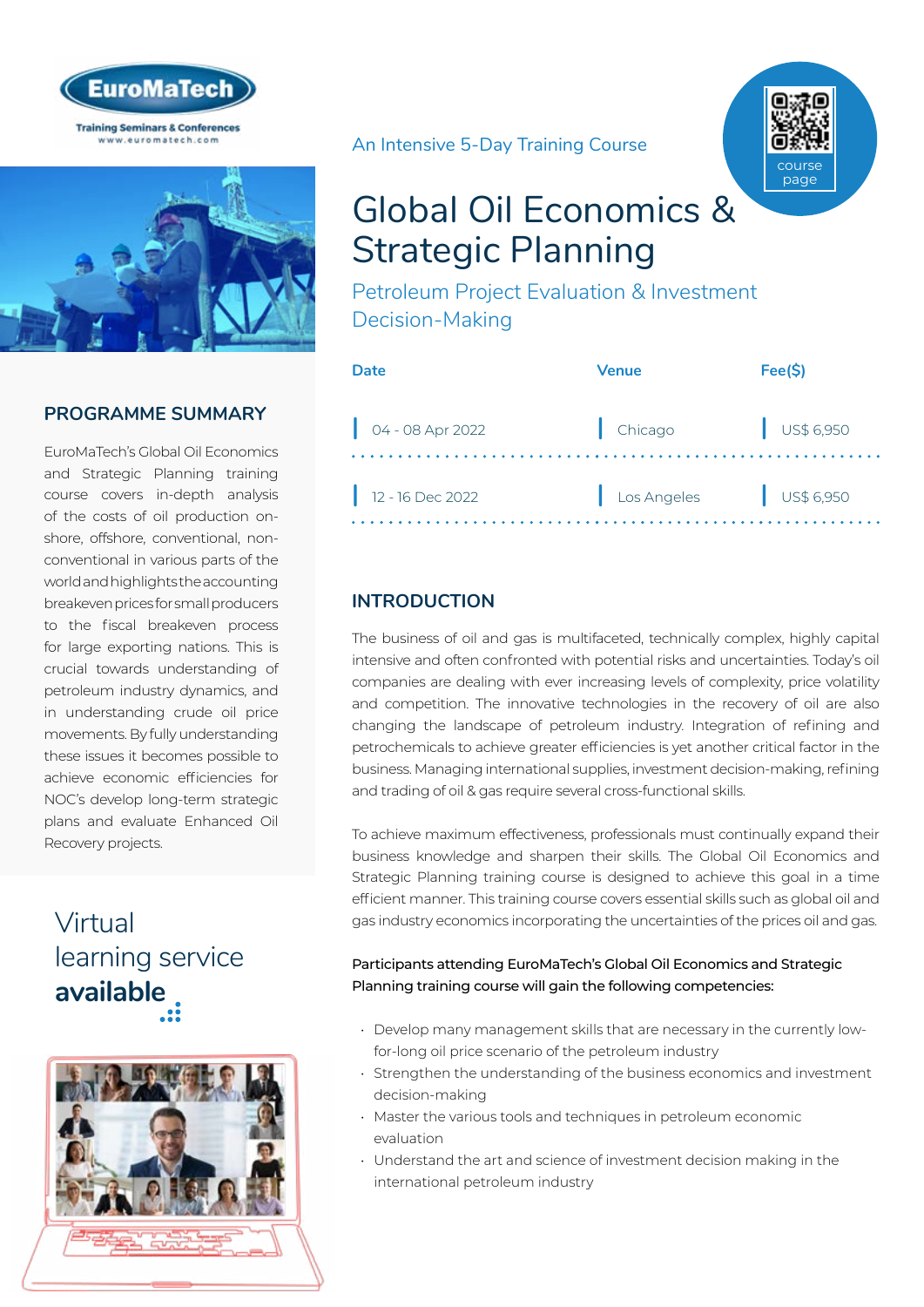An Intensive 5-Day Training Course

# Global Oil Economics & Strategic Planning

## Petroleum Project Evaluation & Investment Decision-Making

| Date | Venue | Fee($) |
| --- | --- | --- |
| 04 - 08 Apr 2022 | Chicago | US$ 6,950 |
| 12 - 16 Dec 2022 | Los Angeles | US$ 6,950 |

## PROGRAMME SUMMARY

EuroMaTech's Global Oil Economics and Strategic Planning training course covers in-depth analysis of the costs of oil production on-shore, offshore, conventional, non-conventional in various parts of the world and highlights the accounting breakeven prices for small producers to the fiscal breakeven process for large exporting nations. This is crucial towards understanding of petroleum industry dynamics, and in understanding crude oil price movements. By fully understanding these issues it becomes possible to achieve economic efficiencies for NOC's develop long-term strategic plans and evaluate Enhanced Oil Recovery projects.

Virtual learning service **available**

## INTRODUCTION

The business of oil and gas is multifaceted, technically complex, highly capital intensive and often confronted with potential risks and uncertainties. Today's oil companies are dealing with ever increasing levels of complexity, price volatility and competition. The innovative technologies in the recovery of oil are also changing the landscape of petroleum industry. Integration of refining and petrochemicals to achieve greater efficiencies is yet another critical factor in the business. Managing international supplies, investment decision-making, refining and trading of oil & gas require several cross-functional skills.

To achieve maximum effectiveness, professionals must continually expand their business knowledge and sharpen their skills. The Global Oil Economics and Strategic Planning training course is designed to achieve this goal in a time efficient manner. This training course covers essential skills such as global oil and gas industry economics incorporating the uncertainties of the prices oil and gas.

**Participants attending EuroMaTech's Global Oil Economics and Strategic Planning training course will gain the following competencies:**

- Develop many management skills that are necessary in the currently low-for-long oil price scenario of the petroleum industry
- Strengthen the understanding of the business economics and investment decision-making
- Master the various tools and techniques in petroleum economic evaluation
- Understand the art and science of investment decision making in the international petroleum industry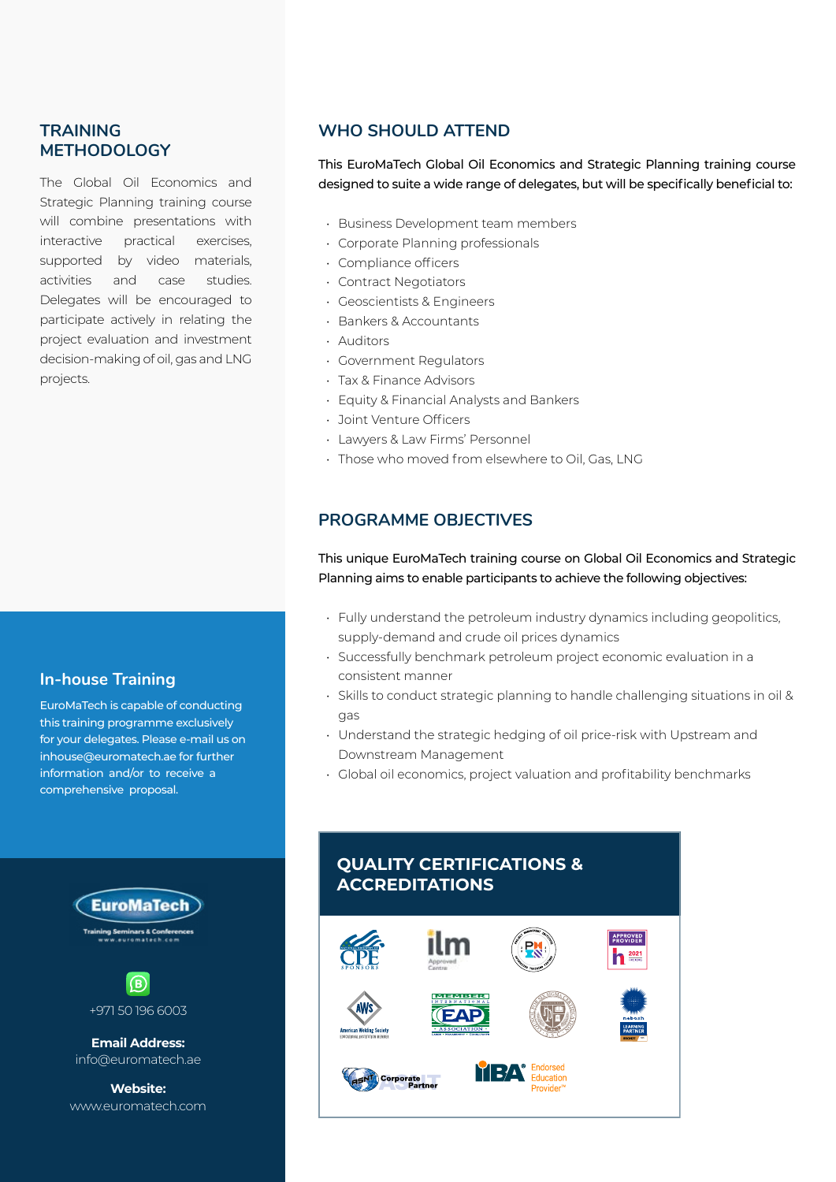## TRAINING METHODOLOGY

The Global Oil Economics and Strategic Planning training course will combine presentations with interactive practical exercises, supported by video materials, activities and case studies. Delegates will be encouraged to participate actively in relating the project evaluation and investment decision-making of oil, gas and LNG projects.

## In-house Training

EuroMaTech is capable of conducting this training programme exclusively for your delegates. Please e-mail us on inhouse@euromatech.ae for further information and/or to receive a comprehensive proposal.

EuroMaTech

Training Seminars & Conferences
www.euromatech.com

+971 50 196 6003

**Email Address:**
info@euromatech.ae

**Website:**
www.euromatech.com

## WHO SHOULD ATTEND

This EuroMaTech Global Oil Economics and Strategic Planning training course designed to suite a wide range of delegates, but will be specifically beneficial to:

- Business Development team members
- Corporate Planning professionals
- Compliance officers
- Contract Negotiators
- Geoscientists & Engineers
- Bankers & Accountants
- Auditors
- Government Regulators
- Tax & Finance Advisors
- Equity & Financial Analysts and Bankers
- Joint Venture Officers
- Lawyers & Law Firms' Personnel
- Those who moved from elsewhere to Oil, Gas, LNG

## PROGRAMME OBJECTIVES

This unique EuroMaTech training course on Global Oil Economics and Strategic Planning aims to enable participants to achieve the following objectives:

- Fully understand the petroleum industry dynamics including geopolitics, supply-demand and crude oil prices dynamics
- Successfully benchmark petroleum project economic evaluation in a consistent manner
- Skills to conduct strategic planning to handle challenging situations in oil & gas
- Understand the strategic hedging of oil price-risk with Upstream and Downstream Management
- Global oil economics, project valuation and profitability benchmarks

## QUALITY CERTIFICATIONS & ACCREDITATIONS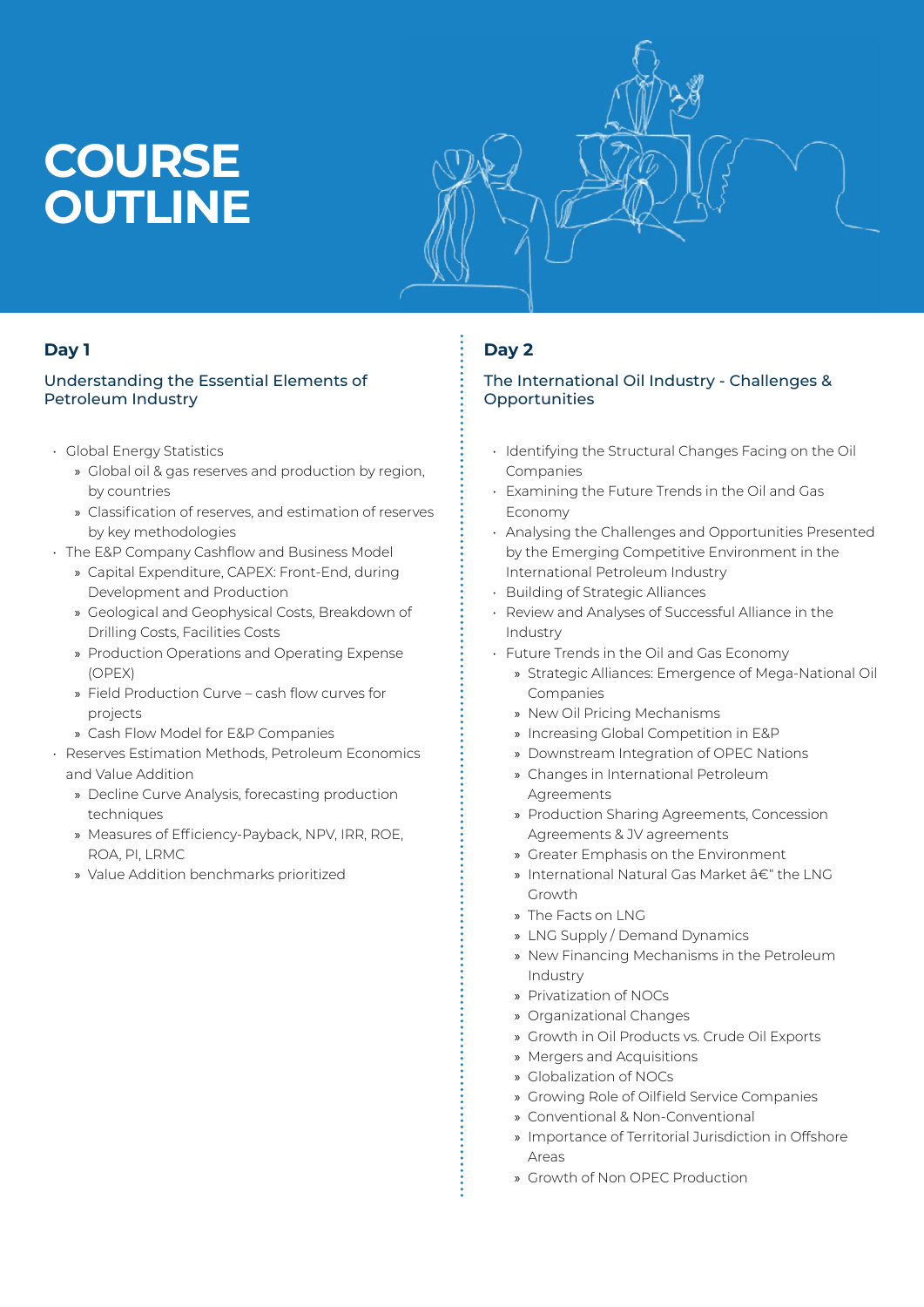# COURSE OUTLINE

## Day 1

### Understanding the Essential Elements of Petroleum Industry

- Global Energy Statistics
  - Global oil & gas reserves and production by region, by countries
  - Classification of reserves, and estimation of reserves by key methodologies
- The E&P Company Cashflow and Business Model
  - Capital Expenditure, CAPEX: Front-End, during Development and Production
  - Geological and Geophysical Costs, Breakdown of Drilling Costs, Facilities Costs
  - Production Operations and Operating Expense (OPEX)
  - Field Production Curve – cash flow curves for projects
  - Cash Flow Model for E&P Companies
- Reserves Estimation Methods, Petroleum Economics and Value Addition
  - Decline Curve Analysis, forecasting production techniques
  - Measures of Efficiency-Payback, NPV, IRR, ROE, ROA, PI, LRMC
  - Value Addition benchmarks prioritized

## Day 2

### The International Oil Industry - Challenges & Opportunities

- Identifying the Structural Changes Facing on the Oil Companies
- Examining the Future Trends in the Oil and Gas Economy
- Analysing the Challenges and Opportunities Presented by the Emerging Competitive Environment in the International Petroleum Industry
- Building of Strategic Alliances
- Review and Analyses of Successful Alliance in the Industry
- Future Trends in the Oil and Gas Economy
  - Strategic Alliances: Emergence of Mega-National Oil Companies
  - New Oil Pricing Mechanisms
  - Increasing Global Competition in E&P
  - Downstream Integration of OPEC Nations
  - Changes in International Petroleum Agreements
  - Production Sharing Agreements, Concession Agreements & JV agreements
  - Greater Emphasis on the Environment
  - International Natural Gas Market â€“ the LNG Growth
  - The Facts on LNG
  - LNG Supply / Demand Dynamics
  - New Financing Mechanisms in the Petroleum Industry
  - Privatization of NOCs
  - Organizational Changes
  - Growth in Oil Products vs. Crude Oil Exports
  - Mergers and Acquisitions
  - Globalization of NOCs
  - Growing Role of Oilfield Service Companies
  - Conventional & Non-Conventional
  - Importance of Territorial Jurisdiction in Offshore Areas
  - Growth of Non OPEC Production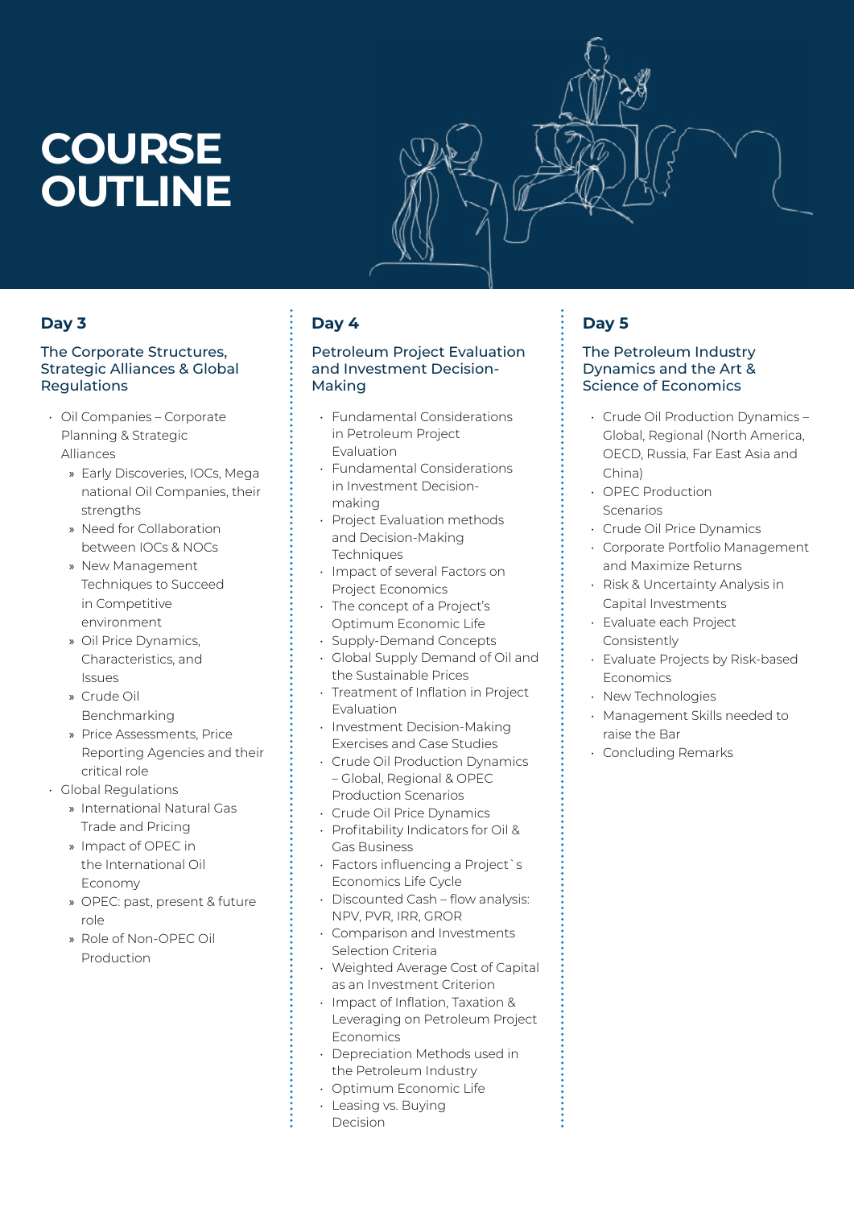# COURSE OUTLINE

## Day 3

### The Corporate Structures, Strategic Alliances & Global Regulations

- Oil Companies – Corporate Planning & Strategic Alliances
  - Early Discoveries, IOCs, Mega national Oil Companies, their strengths
  - Need for Collaboration between IOCs & NOCs
  - New Management Techniques to Succeed in Competitive environment
  - Oil Price Dynamics, Characteristics, and Issues
  - Crude Oil Benchmarking
  - Price Assessments, Price Reporting Agencies and their critical role
- Global Regulations
  - International Natural Gas Trade and Pricing
  - Impact of OPEC in the International Oil Economy
  - OPEC: past, present & future role
  - Role of Non-OPEC Oil Production

## Day 4

### Petroleum Project Evaluation and Investment Decision-Making

- Fundamental Considerations in Petroleum Project Evaluation
- Fundamental Considerations in Investment Decision-making
- Project Evaluation methods and Decision-Making Techniques
- Impact of several Factors on Project Economics
- The concept of a Project's Optimum Economic Life
- Supply-Demand Concepts
- Global Supply Demand of Oil and the Sustainable Prices
- Treatment of Inflation in Project Evaluation
- Investment Decision-Making Exercises and Case Studies
- Crude Oil Production Dynamics – Global, Regional & OPEC Production Scenarios
- Crude Oil Price Dynamics
- Profitability Indicators for Oil & Gas Business
- Factors influencing a Project`s Economics Life Cycle
- Discounted Cash – flow analysis: NPV, PVR, IRR, GROR
- Comparison and Investments Selection Criteria
- Weighted Average Cost of Capital as an Investment Criterion
- Impact of Inflation, Taxation & Leveraging on Petroleum Project Economics
- Depreciation Methods used in the Petroleum Industry
- Optimum Economic Life
- Leasing vs. Buying Decision

## Day 5

### The Petroleum Industry Dynamics and the Art & Science of Economics

- Crude Oil Production Dynamics – Global, Regional (North America, OECD, Russia, Far East Asia and China)
- OPEC Production Scenarios
- Crude Oil Price Dynamics
- Corporate Portfolio Management and Maximize Returns
- Risk & Uncertainty Analysis in Capital Investments
- Evaluate each Project Consistently
- Evaluate Projects by Risk-based Economics
- New Technologies
- Management Skills needed to raise the Bar
- Concluding Remarks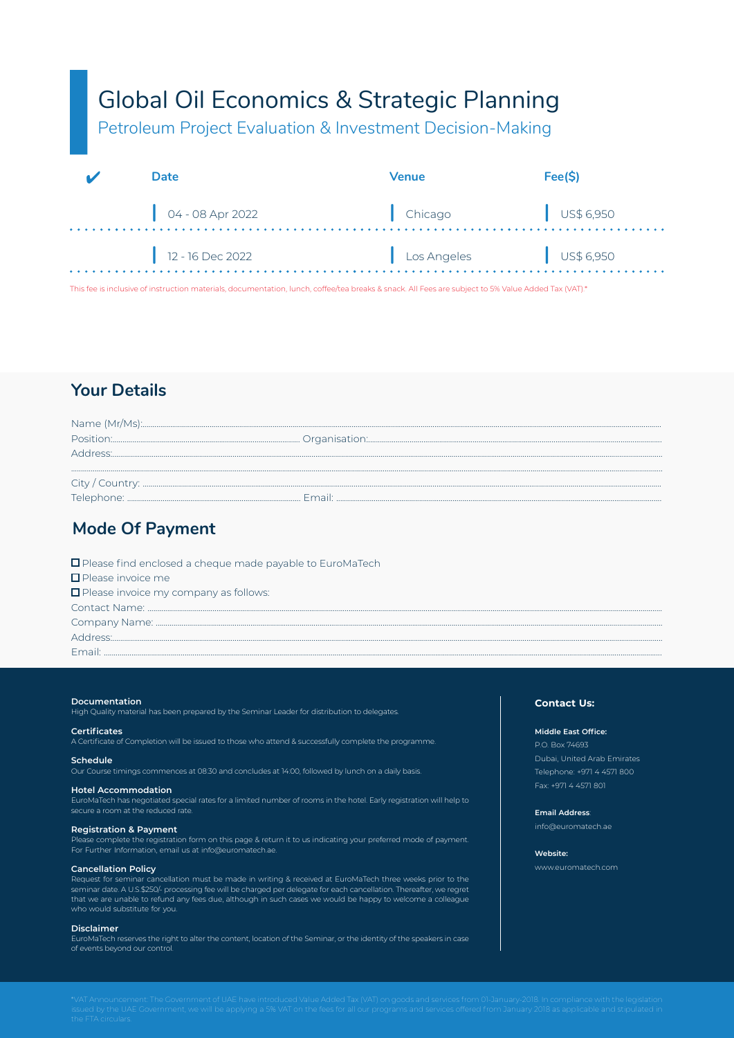# Global Oil Economics & Strategic Planning

## Petroleum Project Evaluation & Investment Decision-Making

| ✔ | Date | Venue | Fee($) |
|---|---|---|---|
| | 04 - 08 Apr 2022 | Chicago | US$ 6,950 |
| | 12 - 16 Dec 2022 | Los Angeles | US$ 6,950 |

This fee is inclusive of instruction materials, documentation, lunch, coffee/tea breaks & snack. All Fees are subject to 5% Value Added Tax (VAT)*

## Your Details

Name (Mr/Ms):........................................................

Position:........................................ Organisation:........................................

Address:........................................................

........................................................

City / Country: ........................................................

Telephone: ........................................ Email: ........................................

## Mode Of Payment

☐ Please find enclosed a cheque made payable to EuroMaTech

☐ Please invoice me

☐ Please invoice my company as follows:

Contact Name: ........................................................

Company Name: ........................................................

Address:........................................................

Email: ........................................................

**Documentation**
High Quality material has been prepared by the Seminar Leader for distribution to delegates.

**Certificates**
A Certificate of Completion will be issued to those who attend & successfully complete the programme.

**Schedule**
Our Course timings commences at 08:30 and concludes at 14:00, followed by lunch on a daily basis.

**Hotel Accommodation**
EuroMaTech has negotiated special rates for a limited number of rooms in the hotel. Early registration will help to secure a room at the reduced rate.

**Registration & Payment**
Please complete the registration form on this page & return it to us indicating your preferred mode of payment. For Further Information, email us at info@euromatech.ae.

**Cancellation Policy**
Request for seminar cancellation must be made in writing & received at EuroMaTech three weeks prior to the seminar date. A U.S $250/- processing fee will be charged per delegate for each cancellation. Thereafter, we regret that we are unable to refund any fees due, although in such cases we would be happy to welcome a colleague who would substitute for you.

**Disclaimer**
EuroMaTech reserves the right to alter the content, location of the Seminar, or the identity of the speakers in case of events beyond our control.

**Contact Us:**

**Middle East Office:**
P.O. Box 74693
Dubai, United Arab Emirates
Telephone: +971 4 4571 800
Fax: +971 4 4571 801

**Email Address**
info@euromatech.ae

**Website:**
www.euromatech.com

*VAT Announcement: The Government of UAE have introduced Value Added Tax (VAT) on goods and services from 01-January-2018. In compliance with the legislation issued by the UAE Government, we will be applying a 5% VAT on the fees for all our programs and services offered from January 2018 as applicable and stipulated in the FTA circulars.